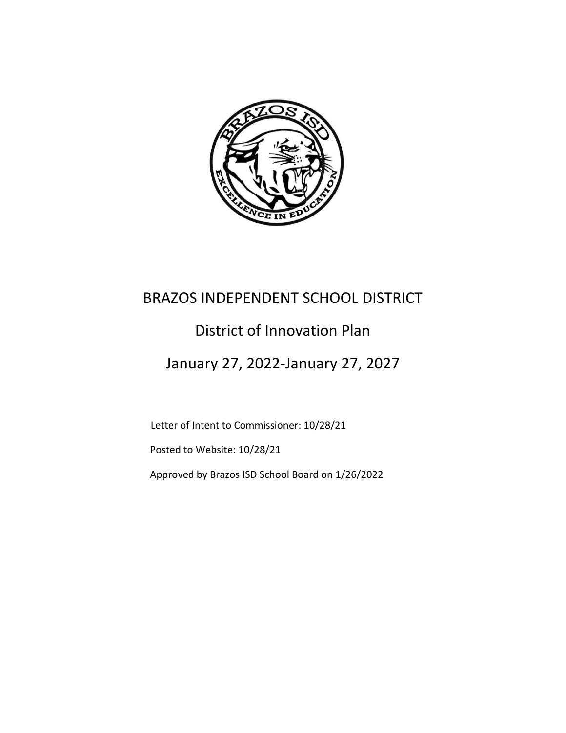# BRAZOS INDEPENDENT SCHOOL DISTRICT

## District of Innovation Plan

## January 27, 2022-January 27, 2027

Letter of Intent to Commissioner: 10/28/21

Posted to Website: 10/28/21

Approved by Brazos ISD School Board on 1/26/2022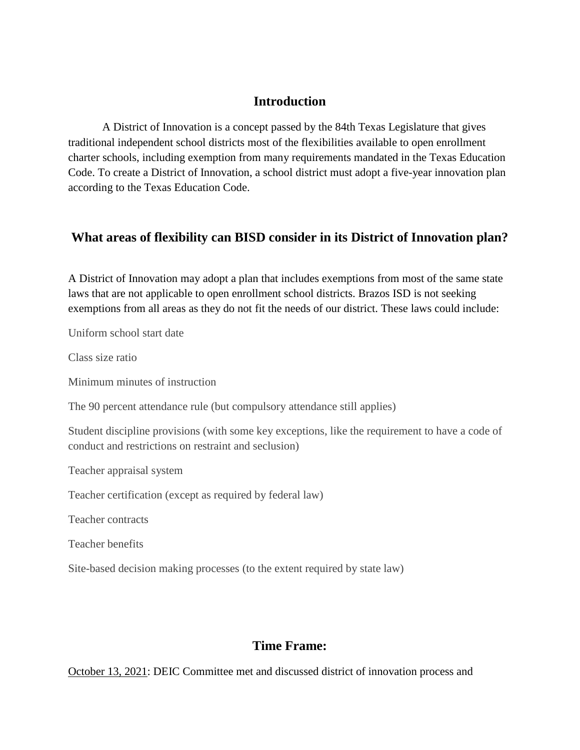## Introduction

A District of Innovation is a concept passed by the 84th Texas Legislature that gives traditional independent school districts most of the flexibilities available to open enrollment charter schools, including exemption from many requirements mandated in the Texas Education Code. To create a District of Innovation, a school district must adopt a five-year innovation plan according to the Texas Education Code.

## What areas of flexibility can BISD consider in its District of Innovation plan?

A District of Innovation may adopt a plan that includes exemptions from most of the same state laws that are not applicable to open enrollment school districts. Brazos ISD is not seeking exemptions from all areas as they do not fit the needs of our district. These laws could include:

Uniform school start date

Class size ratio

Minimum minutes of instruction

The 90 percent attendance rule (but compulsory attendance still applies)

Student discipline provisions (with some key exceptions, like the requirement to have a code of conduct and restrictions on restraint and seclusion)

Teacher appraisal system

Teacher certification (except as required by federal law)

Teacher contracts

Teacher benefits

Site-based decision making processes (to the extent required by state law)

## Time Frame:

<u>October 13, 2021</u>: DEIC Committee met and discussed district of innovation process and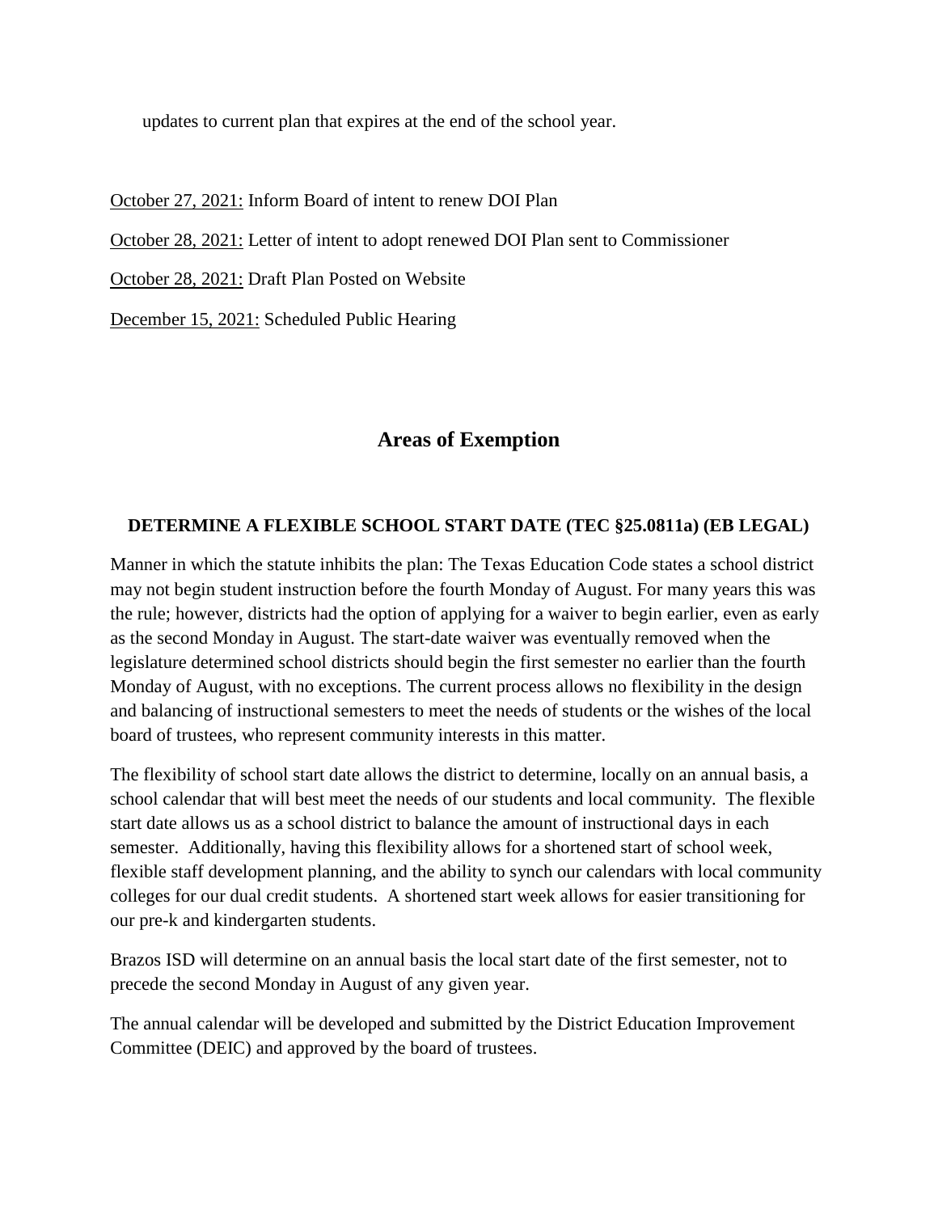updates to current plan that expires at the end of the school year.

October 27, 2021: Inform Board of intent to renew DOI Plan

October 28, 2021: Letter of intent to adopt renewed DOI Plan sent to Commissioner

October 28, 2021: Draft Plan Posted on Website

December 15, 2021: Scheduled Public Hearing

## Areas of Exemption

### DETERMINE A FLEXIBLE SCHOOL START DATE (TEC §25.0811a) (EB LEGAL)

Manner in which the statute inhibits the plan: The Texas Education Code states a school district may not begin student instruction before the fourth Monday of August. For many years this was the rule; however, districts had the option of applying for a waiver to begin earlier, even as early as the second Monday in August. The start-date waiver was eventually removed when the legislature determined school districts should begin the first semester no earlier than the fourth Monday of August, with no exceptions. The current process allows no flexibility in the design and balancing of instructional semesters to meet the needs of students or the wishes of the local board of trustees, who represent community interests in this matter.

The flexibility of school start date allows the district to determine, locally on an annual basis, a school calendar that will best meet the needs of our students and local community. The flexible start date allows us as a school district to balance the amount of instructional days in each semester. Additionally, having this flexibility allows for a shortened start of school week, flexible staff development planning, and the ability to synch our calendars with local community colleges for our dual credit students. A shortened start week allows for easier transitioning for our pre-k and kindergarten students.

Brazos ISD will determine on an annual basis the local start date of the first semester, not to precede the second Monday in August of any given year.

The annual calendar will be developed and submitted by the District Education Improvement Committee (DEIC) and approved by the board of trustees.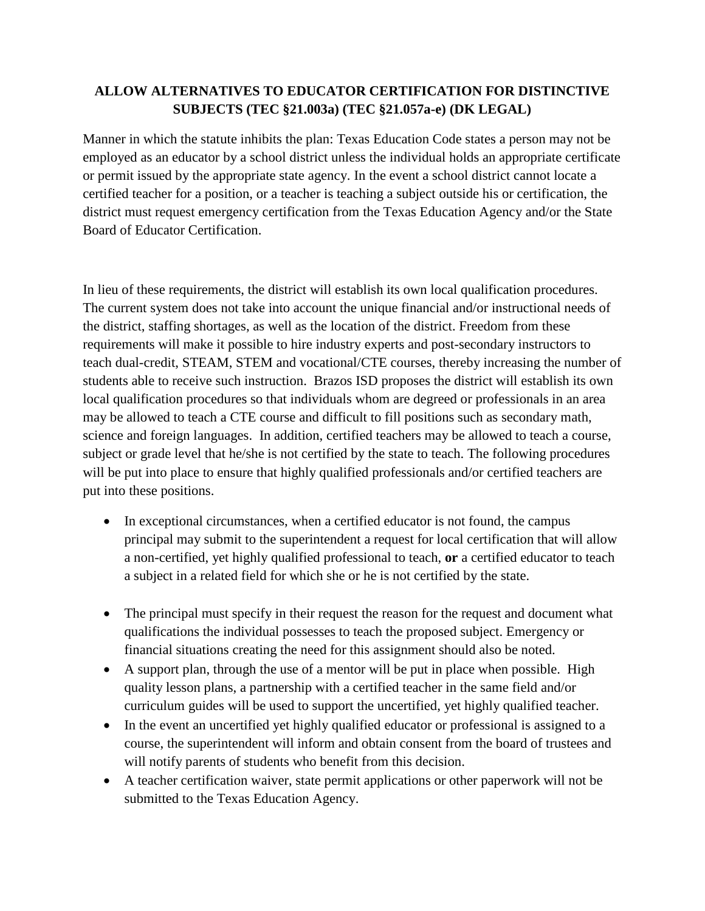## ALLOW ALTERNATIVES TO EDUCATOR CERTIFICATION FOR DISTINCTIVE SUBJECTS (TEC §21.003a) (TEC §21.057a-e) (DK LEGAL)

Manner in which the statute inhibits the plan: Texas Education Code states a person may not be employed as an educator by a school district unless the individual holds an appropriate certificate or permit issued by the appropriate state agency. In the event a school district cannot locate a certified teacher for a position, or a teacher is teaching a subject outside his or certification, the district must request emergency certification from the Texas Education Agency and/or the State Board of Educator Certification.

In lieu of these requirements, the district will establish its own local qualification procedures. The current system does not take into account the unique financial and/or instructional needs of the district, staffing shortages, as well as the location of the district. Freedom from these requirements will make it possible to hire industry experts and post-secondary instructors to teach dual-credit, STEAM, STEM and vocational/CTE courses, thereby increasing the number of students able to receive such instruction. Brazos ISD proposes the district will establish its own local qualification procedures so that individuals whom are degreed or professionals in an area may be allowed to teach a CTE course and difficult to fill positions such as secondary math, science and foreign languages. In addition, certified teachers may be allowed to teach a course, subject or grade level that he/she is not certified by the state to teach. The following procedures will be put into place to ensure that highly qualified professionals and/or certified teachers are put into these positions.

- In exceptional circumstances, when a certified educator is not found, the campus principal may submit to the superintendent a request for local certification that will allow a non-certified, yet highly qualified professional to teach, **or** a certified educator to teach a subject in a related field for which she or he is not certified by the state.
- The principal must specify in their request the reason for the request and document what qualifications the individual possesses to teach the proposed subject. Emergency or financial situations creating the need for this assignment should also be noted.
- A support plan, through the use of a mentor will be put in place when possible. High quality lesson plans, a partnership with a certified teacher in the same field and/or curriculum guides will be used to support the uncertified, yet highly qualified teacher.
- In the event an uncertified yet highly qualified educator or professional is assigned to a course, the superintendent will inform and obtain consent from the board of trustees and will notify parents of students who benefit from this decision.
- A teacher certification waiver, state permit applications or other paperwork will not be submitted to the Texas Education Agency.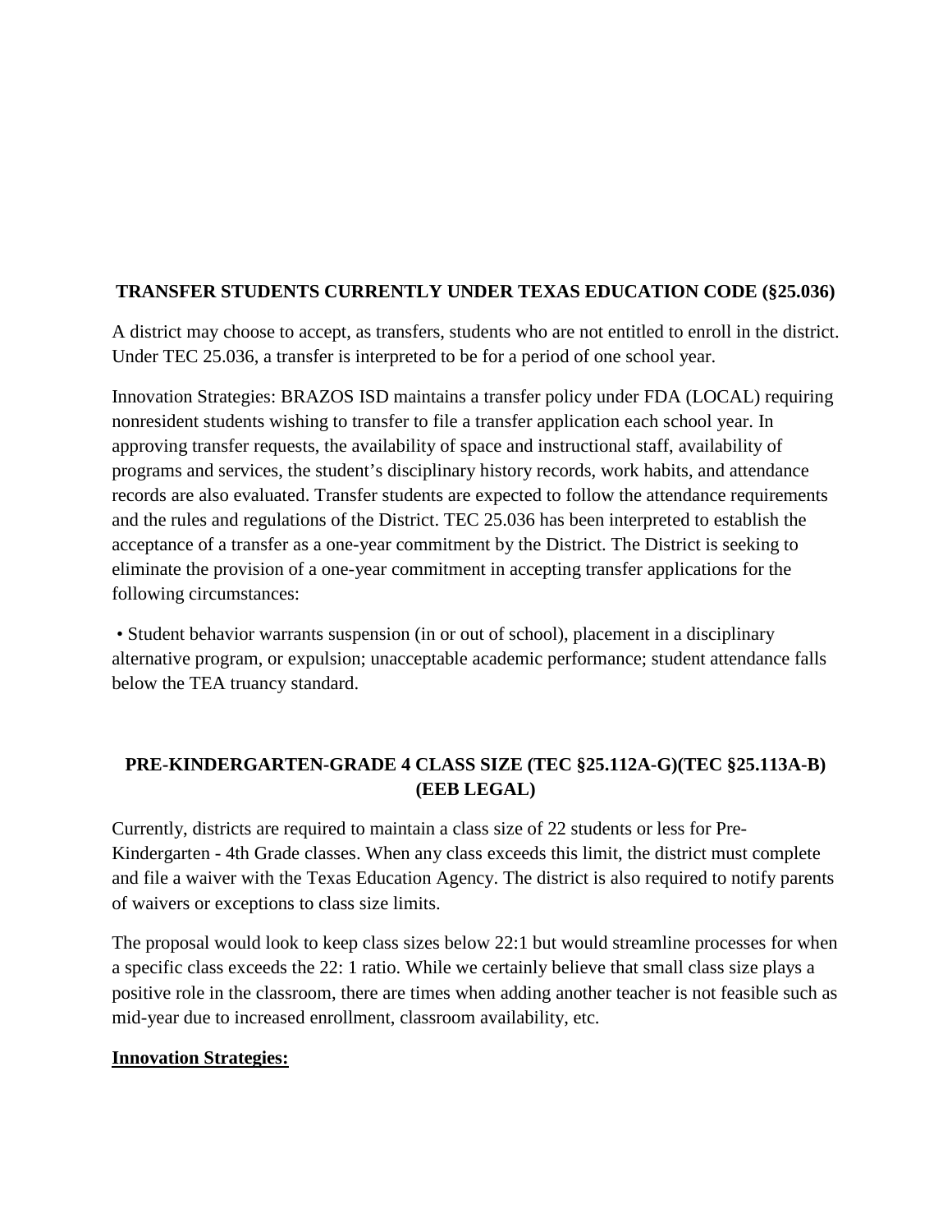**TRANSFER STUDENTS CURRENTLY UNDER TEXAS EDUCATION CODE (§25.036)**

A district may choose to accept, as transfers, students who are not entitled to enroll in the district. Under TEC 25.036, a transfer is interpreted to be for a period of one school year.

Innovation Strategies: BRAZOS ISD maintains a transfer policy under FDA (LOCAL) requiring nonresident students wishing to transfer to file a transfer application each school year. In approving transfer requests, the availability of space and instructional staff, availability of programs and services, the student's disciplinary history records, work habits, and attendance records are also evaluated. Transfer students are expected to follow the attendance requirements and the rules and regulations of the District. TEC 25.036 has been interpreted to establish the acceptance of a transfer as a one-year commitment by the District. The District is seeking to eliminate the provision of a one-year commitment in accepting transfer applications for the following circumstances:

- Student behavior warrants suspension (in or out of school), placement in a disciplinary alternative program, or expulsion; unacceptable academic performance; student attendance falls below the TEA truancy standard.

**PRE-KINDERGARTEN-GRADE 4 CLASS SIZE (TEC §25.112A-G)(TEC §25.113A-B) (EEB LEGAL)**

Currently, districts are required to maintain a class size of 22 students or less for Pre-Kindergarten - 4th Grade classes. When any class exceeds this limit, the district must complete and file a waiver with the Texas Education Agency. The district is also required to notify parents of waivers or exceptions to class size limits.

The proposal would look to keep class sizes below 22:1 but would streamline processes for when a specific class exceeds the 22: 1 ratio. While we certainly believe that small class size plays a positive role in the classroom, there are times when adding another teacher is not feasible such as mid-year due to increased enrollment, classroom availability, etc.

**Innovation Strategies:**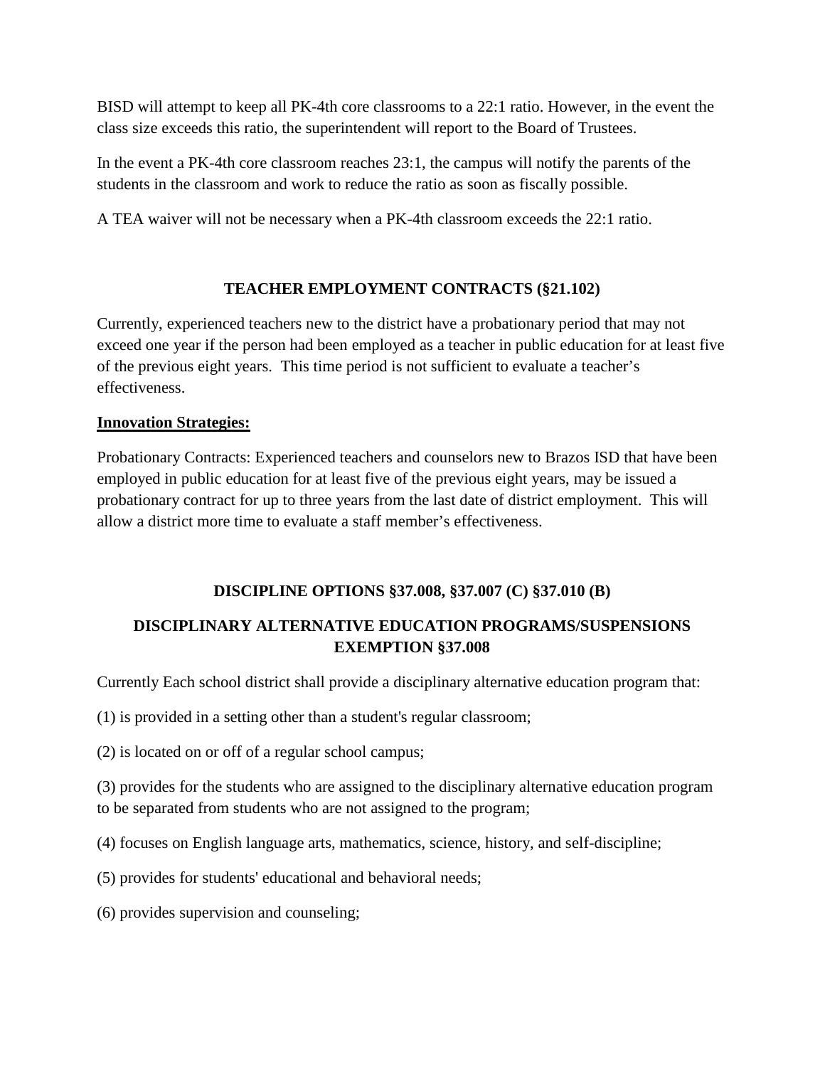BISD will attempt to keep all PK-4th core classrooms to a 22:1 ratio. However, in the event the class size exceeds this ratio, the superintendent will report to the Board of Trustees.

In the event a PK-4th core classroom reaches 23:1, the campus will notify the parents of the students in the classroom and work to reduce the ratio as soon as fiscally possible.

A TEA waiver will not be necessary when a PK-4th classroom exceeds the 22:1 ratio.

## TEACHER EMPLOYMENT CONTRACTS (§21.102)

Currently, experienced teachers new to the district have a probationary period that may not exceed one year if the person had been employed as a teacher in public education for at least five of the previous eight years. This time period is not sufficient to evaluate a teacher's effectiveness.

**Innovation Strategies:**

Probationary Contracts: Experienced teachers and counselors new to Brazos ISD that have been employed in public education for at least five of the previous eight years, may be issued a probationary contract for up to three years from the last date of district employment. This will allow a district more time to evaluate a staff member's effectiveness.

## DISCIPLINE OPTIONS §37.008, §37.007 (C) §37.010 (B)

## DISCIPLINARY ALTERNATIVE EDUCATION PROGRAMS/SUSPENSIONS EXEMPTION §37.008

Currently Each school district shall provide a disciplinary alternative education program that:

(1) is provided in a setting other than a student's regular classroom;

(2) is located on or off of a regular school campus;

(3) provides for the students who are assigned to the disciplinary alternative education program to be separated from students who are not assigned to the program;

(4) focuses on English language arts, mathematics, science, history, and self-discipline;

(5) provides for students' educational and behavioral needs;

(6) provides supervision and counseling;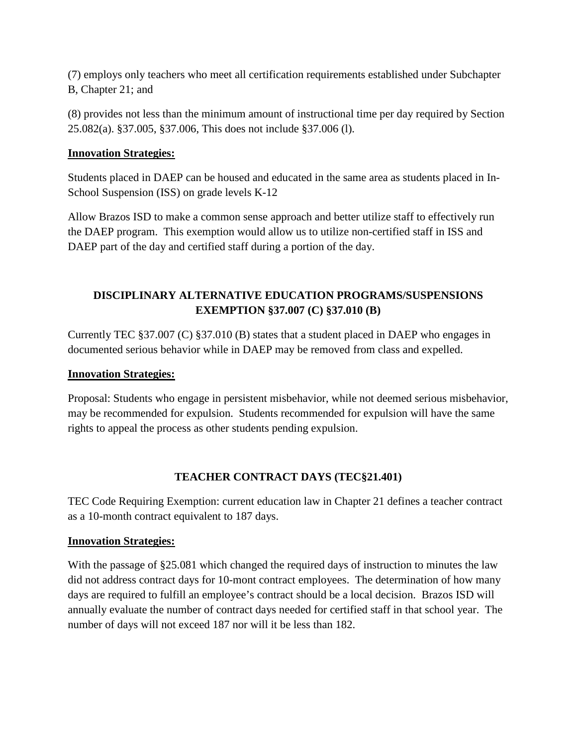(7) employs only teachers who meet all certification requirements established under Subchapter B, Chapter 21; and

(8) provides not less than the minimum amount of instructional time per day required by Section 25.082(a). §37.005, §37.006, This does not include §37.006 (l).

**Innovation Strategies:**

Students placed in DAEP can be housed and educated in the same area as students placed in In-School Suspension (ISS) on grade levels K-12

Allow Brazos ISD to make a common sense approach and better utilize staff to effectively run the DAEP program. This exemption would allow us to utilize non-certified staff in ISS and DAEP part of the day and certified staff during a portion of the day.

## DISCIPLINARY ALTERNATIVE EDUCATION PROGRAMS/SUSPENSIONS EXEMPTION §37.007 (C) §37.010 (B)

Currently TEC §37.007 (C) §37.010 (B) states that a student placed in DAEP who engages in documented serious behavior while in DAEP may be removed from class and expelled.

**Innovation Strategies:**

Proposal: Students who engage in persistent misbehavior, while not deemed serious misbehavior, may be recommended for expulsion. Students recommended for expulsion will have the same rights to appeal the process as other students pending expulsion.

## TEACHER CONTRACT DAYS (TEC§21.401)

TEC Code Requiring Exemption: current education law in Chapter 21 defines a teacher contract as a 10-month contract equivalent to 187 days.

**Innovation Strategies:**

With the passage of §25.081 which changed the required days of instruction to minutes the law did not address contract days for 10-mont contract employees. The determination of how many days are required to fulfill an employee's contract should be a local decision. Brazos ISD will annually evaluate the number of contract days needed for certified staff in that school year. The number of days will not exceed 187 nor will it be less than 182.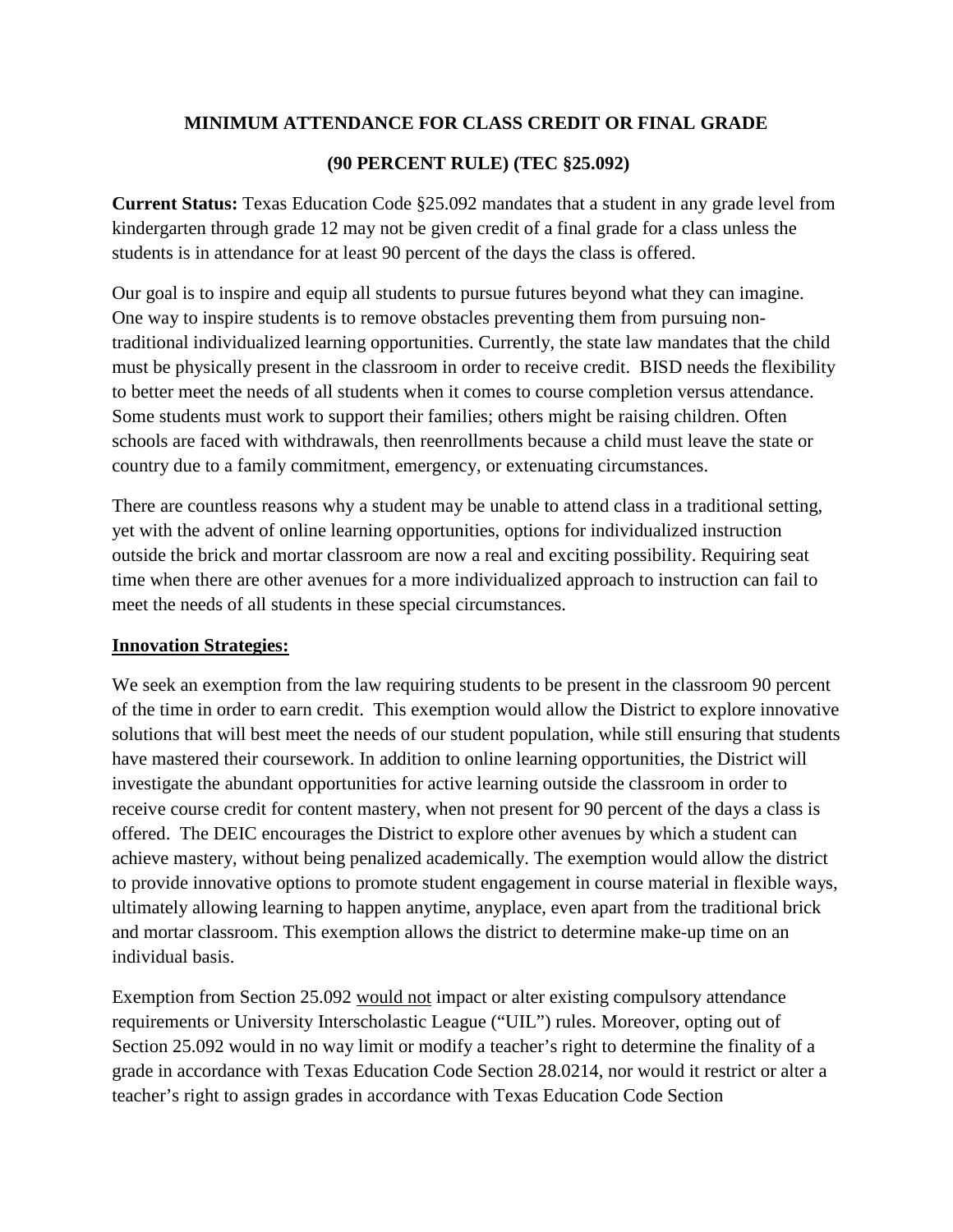**MINIMUM ATTENDANCE FOR CLASS CREDIT OR FINAL GRADE**

**(90 PERCENT RULE) (TEC §25.092)**

**Current Status:** Texas Education Code §25.092 mandates that a student in any grade level from kindergarten through grade 12 may not be given credit of a final grade for a class unless the students is in attendance for at least 90 percent of the days the class is offered.

Our goal is to inspire and equip all students to pursue futures beyond what they can imagine. One way to inspire students is to remove obstacles preventing them from pursuing non-traditional individualized learning opportunities. Currently, the state law mandates that the child must be physically present in the classroom in order to receive credit. BISD needs the flexibility to better meet the needs of all students when it comes to course completion versus attendance. Some students must work to support their families; others might be raising children. Often schools are faced with withdrawals, then reenrollments because a child must leave the state or country due to a family commitment, emergency, or extenuating circumstances.

There are countless reasons why a student may be unable to attend class in a traditional setting, yet with the advent of online learning opportunities, options for individualized instruction outside the brick and mortar classroom are now a real and exciting possibility. Requiring seat time when there are other avenues for a more individualized approach to instruction can fail to meet the needs of all students in these special circumstances.

**Innovation Strategies:**

We seek an exemption from the law requiring students to be present in the classroom 90 percent of the time in order to earn credit. This exemption would allow the District to explore innovative solutions that will best meet the needs of our student population, while still ensuring that students have mastered their coursework. In addition to online learning opportunities, the District will investigate the abundant opportunities for active learning outside the classroom in order to receive course credit for content mastery, when not present for 90 percent of the days a class is offered. The DEIC encourages the District to explore other avenues by which a student can achieve mastery, without being penalized academically. The exemption would allow the district to provide innovative options to promote student engagement in course material in flexible ways, ultimately allowing learning to happen anytime, anyplace, even apart from the traditional brick and mortar classroom. This exemption allows the district to determine make-up time on an individual basis.

Exemption from Section 25.092 would not impact or alter existing compulsory attendance requirements or University Interscholastic League ("UIL") rules. Moreover, opting out of Section 25.092 would in no way limit or modify a teacher's right to determine the finality of a grade in accordance with Texas Education Code Section 28.0214, nor would it restrict or alter a teacher's right to assign grades in accordance with Texas Education Code Section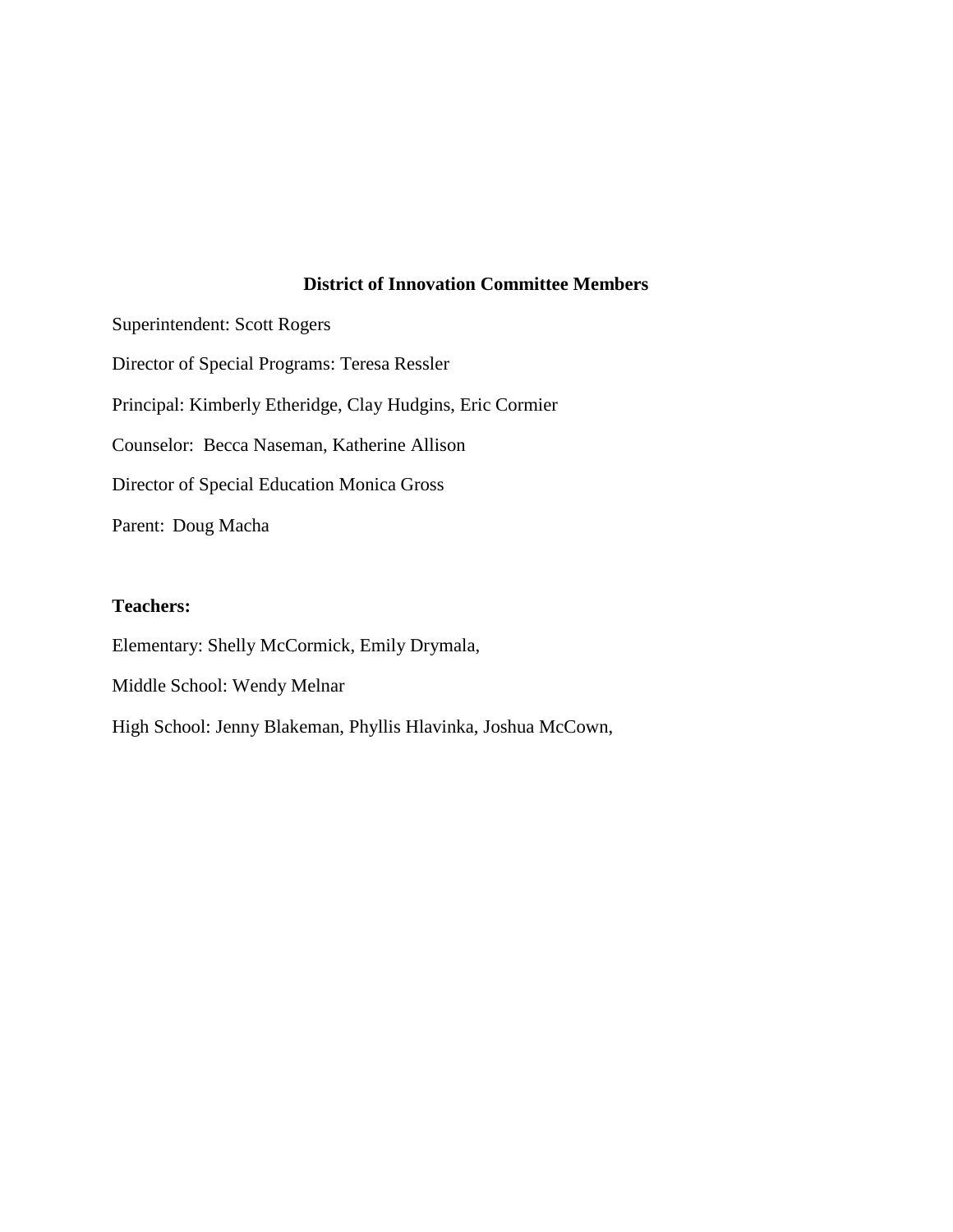## District of Innovation Committee Members

Superintendent: Scott Rogers

Director of Special Programs: Teresa Ressler

Principal: Kimberly Etheridge, Clay Hudgins, Eric Cormier

Counselor: Becca Naseman, Katherine Allison

Director of Special Education Monica Gross

Parent: Doug Macha

**Teachers:**

Elementary: Shelly McCormick, Emily Drymala,

Middle School: Wendy Melnar

High School: Jenny Blakeman, Phyllis Hlavinka, Joshua McCown,